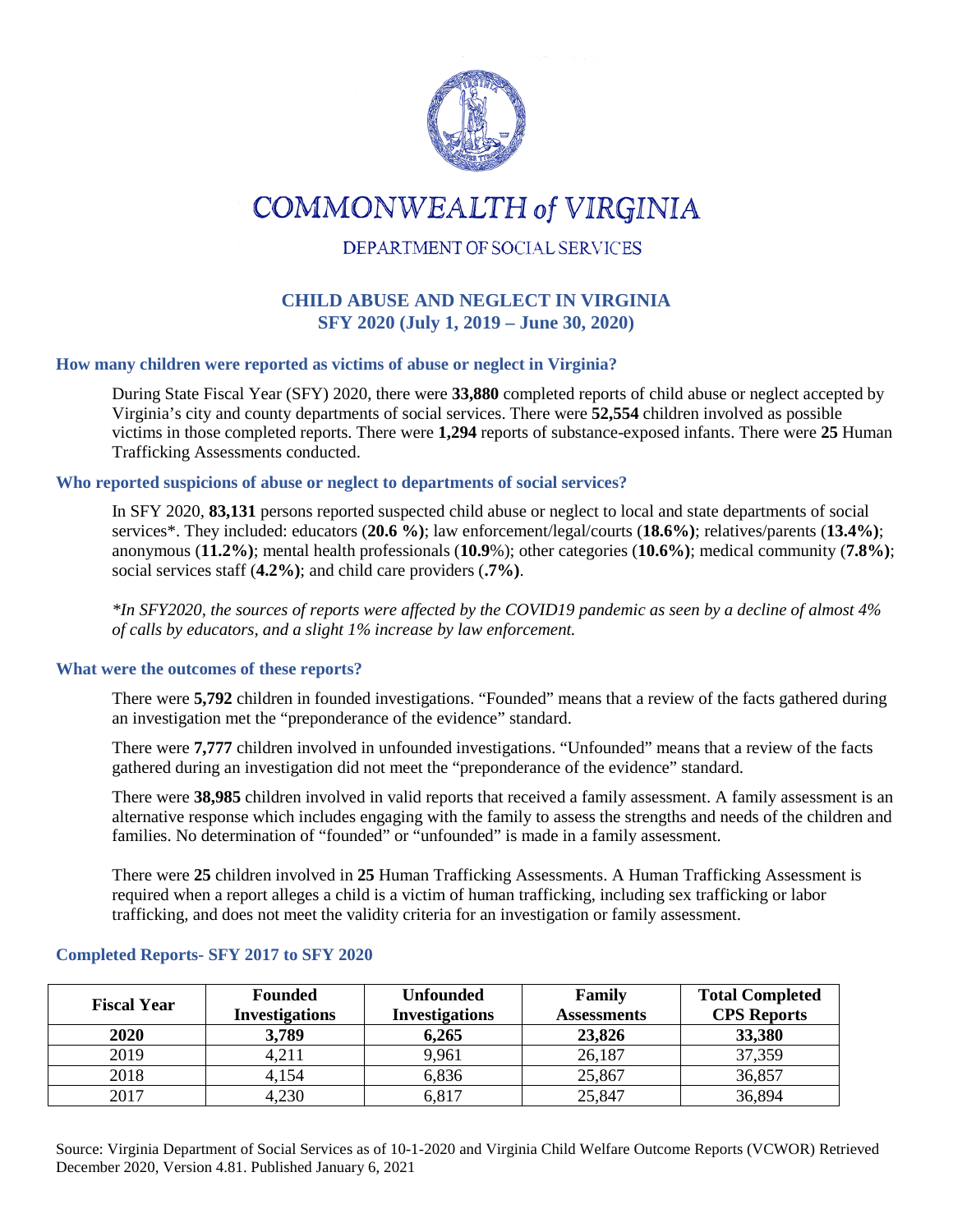# COMMONWEALTH of VIRGINIA

DEPARTMENT OF SOCIAL SERVICES

## CHILD ABUSE AND NEGLECT IN VIRGINIA
## SFY 2020 (July 1, 2019 – June 30, 2020)

### How many children were reported as victims of abuse or neglect in Virginia?

During State Fiscal Year (SFY) 2020, there were **33,880** completed reports of child abuse or neglect accepted by Virginia's city and county departments of social services. There were **52,554** children involved as possible victims in those completed reports. There were **1,294** reports of substance-exposed infants. There were **25** Human Trafficking Assessments conducted.

### Who reported suspicions of abuse or neglect to departments of social services?

In SFY 2020, **83,131** persons reported suspected child abuse or neglect to local and state departments of social services*. They included: educators (**20.6 %)**; law enforcement/legal/courts (**18.6%)**; relatives/parents (**13.4%)**; anonymous (**11.2%)**; mental health professionals (**10.9**%); other categories (**10.6%)**; medical community (**7.8%)**; social services staff (**4.2%)**; and child care providers (**.7%)**.

*\*In SFY2020, the sources of reports were affected by the COVID19 pandemic as seen by a decline of almost 4% of calls by educators, and a slight 1% increase by law enforcement.*

### What were the outcomes of these reports?

There were **5,792** children in founded investigations. "Founded" means that a review of the facts gathered during an investigation met the "preponderance of the evidence" standard.

There were **7,777** children involved in unfounded investigations. "Unfounded" means that a review of the facts gathered during an investigation did not meet the "preponderance of the evidence" standard.

There were **38,985** children involved in valid reports that received a family assessment. A family assessment is an alternative response which includes engaging with the family to assess the strengths and needs of the children and families. No determination of "founded" or "unfounded" is made in a family assessment.

There were **25** children involved in **25** Human Trafficking Assessments. A Human Trafficking Assessment is required when a report alleges a child is a victim of human trafficking, including sex trafficking or labor trafficking, and does not meet the validity criteria for an investigation or family assessment.

### Completed Reports- SFY 2017 to SFY 2020

| Fiscal Year | Founded Investigations | Unfounded Investigations | Family Assessments | Total Completed CPS Reports |
|---|---|---|---|---|
| **2020** | **3,789** | **6,265** | **23,826** | **33,380** |
| 2019 | 4,211 | 9,961 | 26,187 | 37,359 |
| 2018 | 4,154 | 6,836 | 25,867 | 36,857 |
| 2017 | 4,230 | 6,817 | 25,847 | 36,894 |

Source: Virginia Department of Social Services as of 10-1-2020 and Virginia Child Welfare Outcome Reports (VCWOR) Retrieved December 2020, Version 4.81. Published January 6, 2021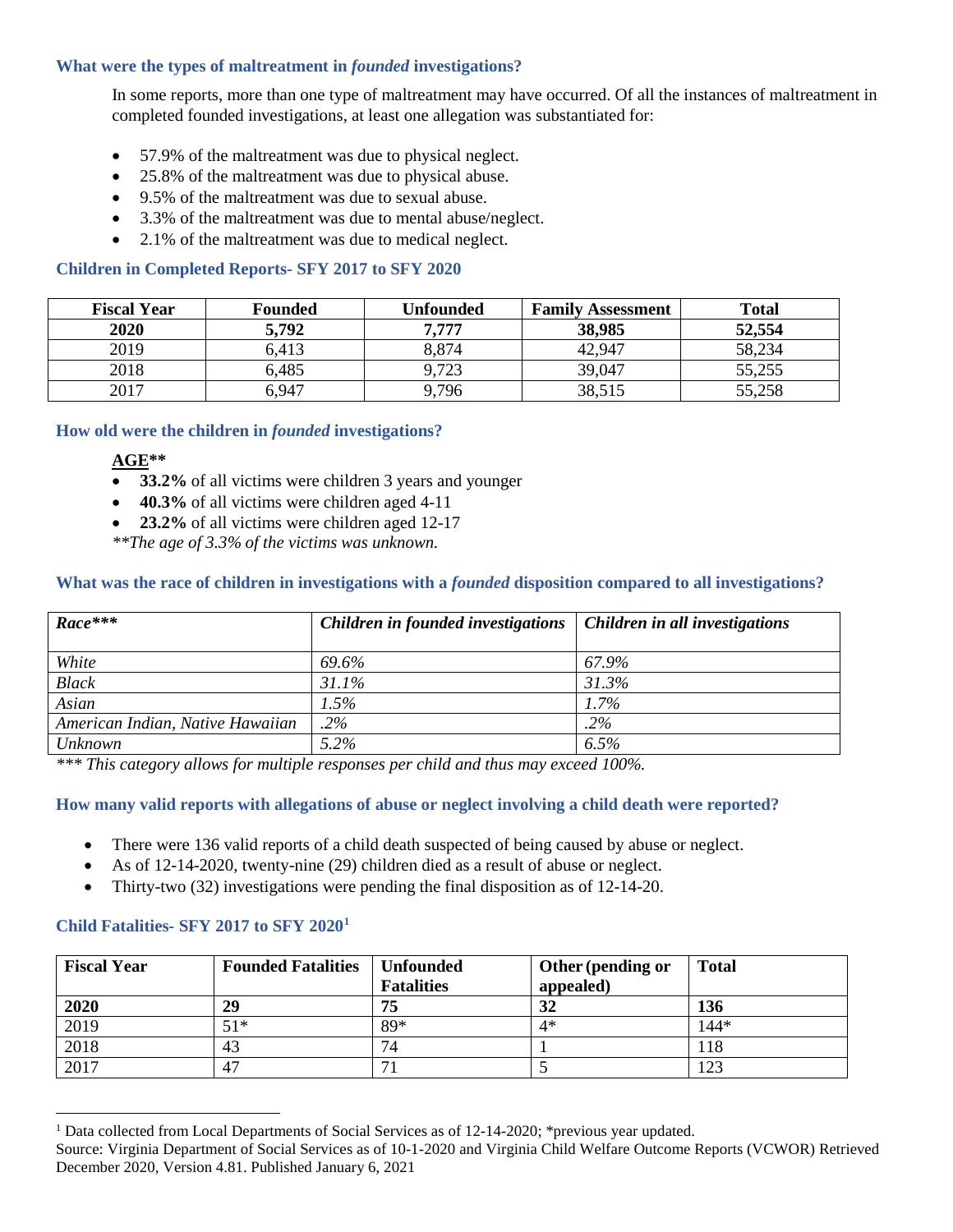### What were the types of maltreatment in *founded* investigations?

In some reports, more than one type of maltreatment may have occurred. Of all the instances of maltreatment in completed founded investigations, at least one allegation was substantiated for:

- 57.9% of the maltreatment was due to physical neglect.
- 25.8% of the maltreatment was due to physical abuse.
- 9.5% of the maltreatment was due to sexual abuse.
- 3.3% of the maltreatment was due to mental abuse/neglect.
- 2.1% of the maltreatment was due to medical neglect.

### Children in Completed Reports- SFY 2017 to SFY 2020

| Fiscal Year | Founded | Unfounded | Family Assessment | Total |
|---|---|---|---|---|
| **2020** | **5,792** | **7,777** | **38,985** | **52,554** |
| 2019 | 6,413 | 8,874 | 42,947 | 58,234 |
| 2018 | 6,485 | 9,723 | 39,047 | 55,255 |
| 2017 | 6,947 | 9,796 | 38,515 | 55,258 |

### How old were the children in *founded* investigations?

**AGE****

- **33.2%** of all victims were children 3 years and younger
- **40.3%** of all victims were children aged 4-11
- **23.2%** of all victims were children aged 12-17

*\*\*The age of 3.3% of the victims was unknown.*

### What was the race of children in investigations with a *founded* disposition compared to all investigations?

| *Race**** | *Children in founded investigations* | *Children in all investigations* |
|---|---|---|
| *White* | *69.6%* | *67.9%* |
| *Black* | *31.1%* | *31.3%* |
| *Asian* | *1.5%* | *1.7%* |
| *American Indian, Native Hawaiian* | *.2%* | *.2%* |
| *Unknown* | *5.2%* | *6.5%* |

*\*\*\* This category allows for multiple responses per child and thus may exceed 100%.*

### How many valid reports with allegations of abuse or neglect involving a child death were reported?

- There were 136 valid reports of a child death suspected of being caused by abuse or neglect.
- As of 12-14-2020, twenty-nine (29) children died as a result of abuse or neglect.
- Thirty-two (32) investigations were pending the final disposition as of 12-14-20.

### Child Fatalities- SFY 2017 to SFY 2020[1]

| Fiscal Year | Founded Fatalities | Unfounded Fatalities | Other (pending or appealed) | Total |
|---|---|---|---|---|
| **2020** | **29** | **75** | **32** | **136** |
| 2019 | 51* | 89* | 4* | 144* |
| 2018 | 43 | 74 | 1 | 118 |
| 2017 | 47 | 71 | 5 | 123 |

[1] Data collected from Local Departments of Social Services as of 12-14-2020; *previous year updated.

Source: Virginia Department of Social Services as of 10-1-2020 and Virginia Child Welfare Outcome Reports (VCWOR) Retrieved December 2020, Version 4.81. Published January 6, 2021